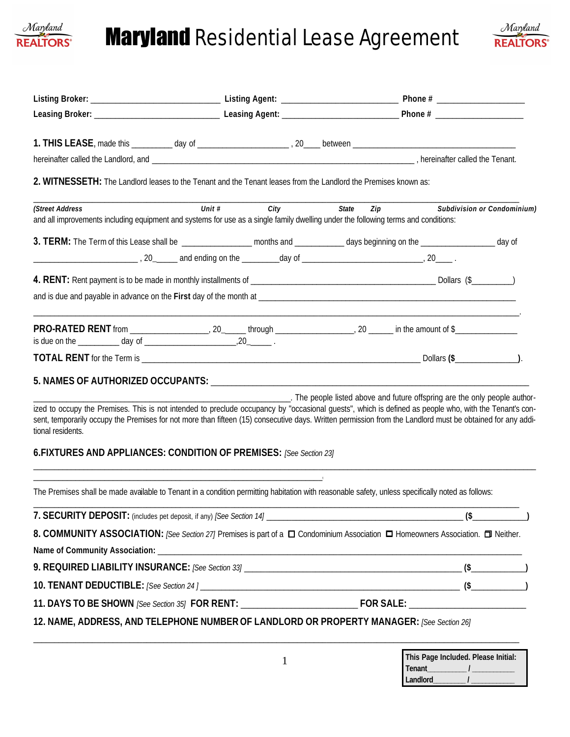# **Maryland** Residential Lease Agreement

**Listing Broker:** ___________________________ **Listing Agent:** ________________________ **Phone #** ___________________

**Leasing Broker:** ___________________________ **Leasing Agent:** ________________________ **Phone #** ___________________

**1. THIS LEASE**, made this _________ day of ___________________ , 20___ between ____________________________________

hereinafter called the Landlord, and ______________________________________________________________ , hereinafter called the Tenant.

**2. WITNESSETH:** The Landlord leases to the Tenant and the Tenant leases from the Landlord the Premises known as:

_____________________________________________________________________________________________

*(Street Address* *Unit #* *City* *State* *Zip* *Subdivision or Condominium)*

and all improvements including equipment and systems for use as a single family dwelling under the following terms and conditions:

**3. TERM:** The Term of this Lease shall be _______________ months and ___________ days beginning on the ________________ day of ______________________ , 20_____ and ending on the ________day of ___________________________ , 20____ .

**4. RENT:** Rent payment is to be made in monthly installments of __________________________________________ Dollars ($_________)

and is due and payable in advance on the **First** day of the month at _______________________________________________________

_____________________________________________________________________________________________.

**PRO-RATED RENT** from _________________, 20_____ through _________________, 20 _____ in the amount of $______________ is due on the _________ day of ____________________,20_____ .

**TOTAL RENT** for the Term is _________________________________________________________________ Dollars **($______________)**.

**5. NAMES OF AUTHORIZED OCCUPANTS:** ____________________________________________________________________________

_____________________________________________________. The people listed above and future offspring are the only people authorized to occupy the Premises. This is not intended to preclude occupancy by "occasional guests", which is defined as people who, with the Tenant's consent, temporarily occupy the Premises for not more than fifteen (15) consecutive days. Written permission from the Landlord must be obtained for any additional residents.

**6.FIXTURES AND APPLIANCES: CONDITION OF PREMISES:** *[See Section 23]*

_____________________________________________________________________________________________

_______________________________________________________________

The Premises shall be made available to Tenant in a condition permitting habitation with reasonable safety, unless specifically noted as follows:

_____________________________________________________________________________________________

**7. SECURITY DEPOSIT:** (includes pet deposit, if any) *[See Section 14]* ___________________________________________ **($____________)**

**8. COMMUNITY ASSOCIATION:** *[See Section 27]* Premises is part of a ☐ Condominium Association ☐ Homeowners Association. ☐ Neither.

**Name of Community Association:** _____________________________________________________________________________

**9. REQUIRED LIABILITY INSURANCE:** *[See Section 33]* _________________________________________________ **($____________)**

**10. TENANT DEDUCTIBLE:** *[See Section 24 ]* ____________________________________________________________ **($____________)**

**11. DAYS TO BE SHOWN** *[See Section 35]* **FOR RENT:** ________________________ **FOR SALE:** ________________________

**12. NAME, ADDRESS, AND TELEPHONE NUMBER OF LANDLORD OR PROPERTY MANAGER:** *[See Section 26]*

_____________________________________________________________________________________________

**This Page Included. Please Initial:**
**Tenant**_________ / __________
**Landlord**________ / ___________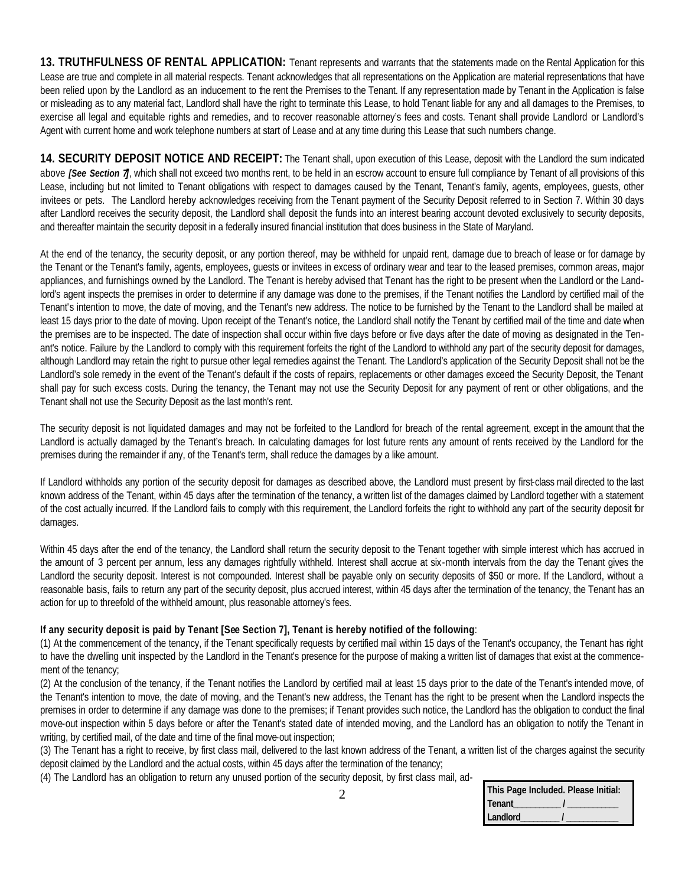**13. TRUTHFULNESS OF RENTAL APPLICATION:** Tenant represents and warrants that the statements made on the Rental Application for this Lease are true and complete in all material respects. Tenant acknowledges that all representations on the Application are material representations that have been relied upon by the Landlord as an inducement to the rent the Premises to the Tenant. If any representation made by Tenant in the Application is false or misleading as to any material fact, Landlord shall have the right to terminate this Lease, to hold Tenant liable for any and all damages to the Premises, to exercise all legal and equitable rights and remedies, and to recover reasonable attorney's fees and costs. Tenant shall provide Landlord or Landlord's Agent with current home and work telephone numbers at start of Lease and at any time during this Lease that such numbers change.

**14. SECURITY DEPOSIT NOTICE AND RECEIPT:** The Tenant shall, upon execution of this Lease, deposit with the Landlord the sum indicated above ***[See Section 7]***, which shall not exceed two months rent, to be held in an escrow account to ensure full compliance by Tenant of all provisions of this Lease, including but not limited to Tenant obligations with respect to damages caused by the Tenant, Tenant's family, agents, employees, guests, other invitees or pets. The Landlord hereby acknowledges receiving from the Tenant payment of the Security Deposit referred to in Section 7. Within 30 days after Landlord receives the security deposit, the Landlord shall deposit the funds into an interest bearing account devoted exclusively to security deposits, and thereafter maintain the security deposit in a federally insured financial institution that does business in the State of Maryland.

At the end of the tenancy, the security deposit, or any portion thereof, may be withheld for unpaid rent, damage due to breach of lease or for damage by the Tenant or the Tenant's family, agents, employees, guests or invitees in excess of ordinary wear and tear to the leased premises, common areas, major appliances, and furnishings owned by the Landlord. The Tenant is hereby advised that Tenant has the right to be present when the Landlord or the Landlord's agent inspects the premises in order to determine if any damage was done to the premises, if the Tenant notifies the Landlord by certified mail of the Tenant's intention to move, the date of moving, and the Tenant's new address. The notice to be furnished by the Tenant to the Landlord shall be mailed at least 15 days prior to the date of moving. Upon receipt of the Tenant's notice, the Landlord shall notify the Tenant by certified mail of the time and date when the premises are to be inspected. The date of inspection shall occur within five days before or five days after the date of moving as designated in the Tenant's notice. Failure by the Landlord to comply with this requirement forfeits the right of the Landlord to withhold any part of the security deposit for damages, although Landlord may retain the right to pursue other legal remedies against the Tenant. The Landlord's application of the Security Deposit shall not be the Landlord's sole remedy in the event of the Tenant's default if the costs of repairs, replacements or other damages exceed the Security Deposit, the Tenant shall pay for such excess costs. During the tenancy, the Tenant may not use the Security Deposit for any payment of rent or other obligations, and the Tenant shall not use the Security Deposit as the last month's rent.

The security deposit is not liquidated damages and may not be forfeited to the Landlord for breach of the rental agreement, except in the amount that the Landlord is actually damaged by the Tenant's breach. In calculating damages for lost future rents any amount of rents received by the Landlord for the premises during the remainder if any, of the Tenant's term, shall reduce the damages by a like amount.

If Landlord withholds any portion of the security deposit for damages as described above, the Landlord must present by first-class mail directed to the last known address of the Tenant, within 45 days after the termination of the tenancy, a written list of the damages claimed by Landlord together with a statement of the cost actually incurred. If the Landlord fails to comply with this requirement, the Landlord forfeits the right to withhold any part of the security deposit for damages.

Within 45 days after the end of the tenancy, the Landlord shall return the security deposit to the Tenant together with simple interest which has accrued in the amount of 3 percent per annum, less any damages rightfully withheld. Interest shall accrue at six-month intervals from the day the Tenant gives the Landlord the security deposit. Interest is not compounded. Interest shall be payable only on security deposits of $50 or more. If the Landlord, without a reasonable basis, fails to return any part of the security deposit, plus accrued interest, within 45 days after the termination of the tenancy, the Tenant has an action for up to threefold of the withheld amount, plus reasonable attorney's fees.

**If any security deposit is paid by Tenant [See Section 7], Tenant is hereby notified of the following**:

(1) At the commencement of the tenancy, if the Tenant specifically requests by certified mail within 15 days of the Tenant's occupancy, the Tenant has right to have the dwelling unit inspected by the Landlord in the Tenant's presence for the purpose of making a written list of damages that exist at the commencement of the tenancy;

(2) At the conclusion of the tenancy, if the Tenant notifies the Landlord by certified mail at least 15 days prior to the date of the Tenant's intended move, of the Tenant's intention to move, the date of moving, and the Tenant's new address, the Tenant has the right to be present when the Landlord inspects the premises in order to determine if any damage was done to the premises; if Tenant provides such notice, the Landlord has the obligation to conduct the final move-out inspection within 5 days before or after the Tenant's stated date of intended moving, and the Landlord has an obligation to notify the Tenant in writing, by certified mail, of the date and time of the final move-out inspection;

(3) The Tenant has a right to receive, by first class mail, delivered to the last known address of the Tenant, a written list of the charges against the security deposit claimed by the Landlord and the actual costs, within 45 days after the termination of the tenancy;

(4) The Landlord has an obligation to return any unused portion of the security deposit, by first class mail, ad-

| This Page Included. Please Initial: |
|---|
| Tenant__________ / __________ |
| Landlord________ / __________ |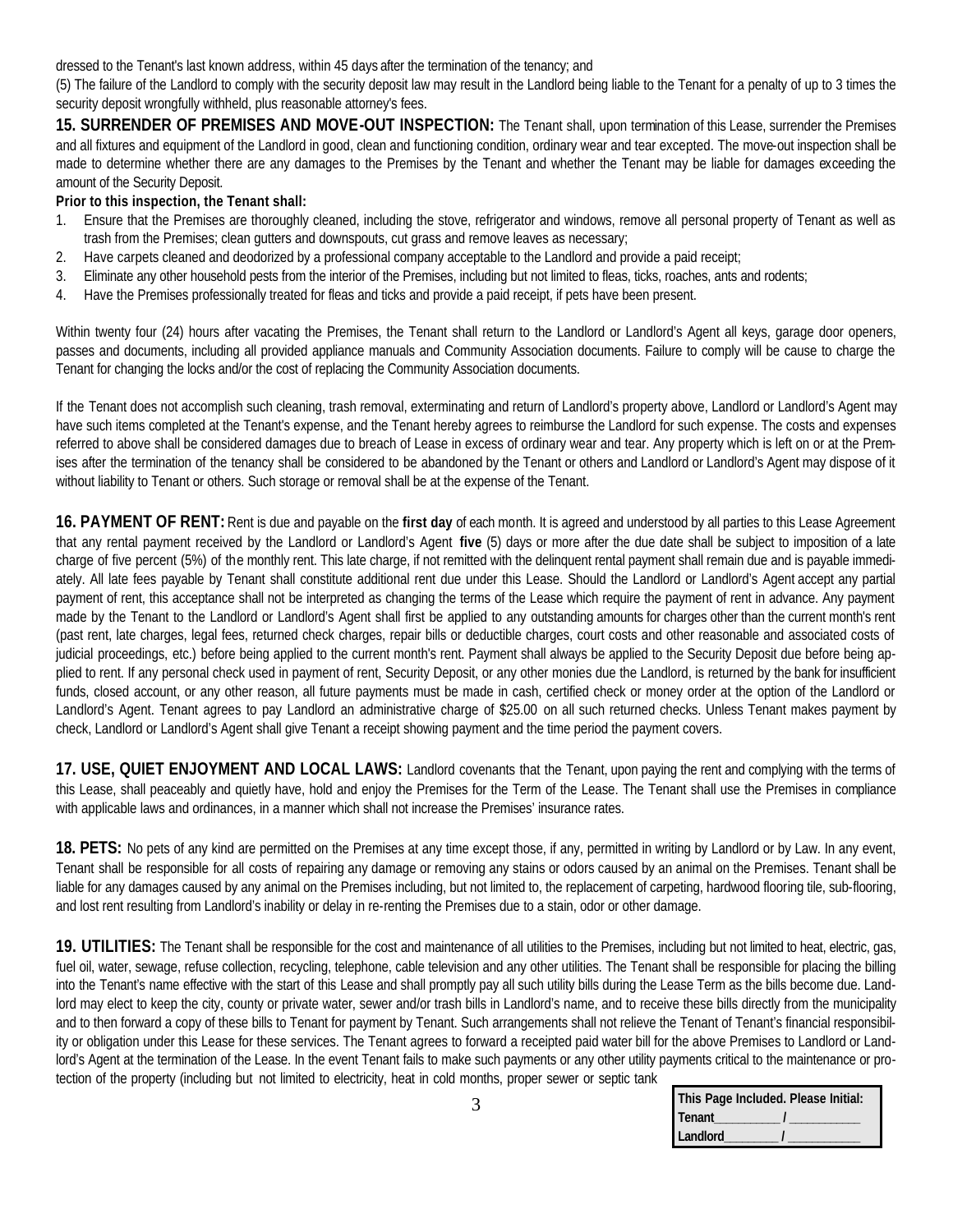dressed to the Tenant's last known address, within 45 days after the termination of the tenancy; and

(5) The failure of the Landlord to comply with the security deposit law may result in the Landlord being liable to the Tenant for a penalty of up to 3 times the security deposit wrongfully withheld, plus reasonable attorney's fees.

**15. SURRENDER OF PREMISES AND MOVE-OUT INSPECTION:** The Tenant shall, upon termination of this Lease, surrender the Premises and all fixtures and equipment of the Landlord in good, clean and functioning condition, ordinary wear and tear excepted. The move-out inspection shall be made to determine whether there are any damages to the Premises by the Tenant and whether the Tenant may be liable for damages exceeding the amount of the Security Deposit.

**Prior to this inspection, the Tenant shall:**

1. Ensure that the Premises are thoroughly cleaned, including the stove, refrigerator and windows, remove all personal property of Tenant as well as trash from the Premises; clean gutters and downspouts, cut grass and remove leaves as necessary;
2. Have carpets cleaned and deodorized by a professional company acceptable to the Landlord and provide a paid receipt;
3. Eliminate any other household pests from the interior of the Premises, including but not limited to fleas, ticks, roaches, ants and rodents;
4. Have the Premises professionally treated for fleas and ticks and provide a paid receipt, if pets have been present.

Within twenty four (24) hours after vacating the Premises, the Tenant shall return to the Landlord or Landlord's Agent all keys, garage door openers, passes and documents, including all provided appliance manuals and Community Association documents. Failure to comply will be cause to charge the Tenant for changing the locks and/or the cost of replacing the Community Association documents.

If the Tenant does not accomplish such cleaning, trash removal, exterminating and return of Landlord's property above, Landlord or Landlord's Agent may have such items completed at the Tenant's expense, and the Tenant hereby agrees to reimburse the Landlord for such expense. The costs and expenses referred to above shall be considered damages due to breach of Lease in excess of ordinary wear and tear. Any property which is left on or at the Premises after the termination of the tenancy shall be considered to be abandoned by the Tenant or others and Landlord or Landlord's Agent may dispose of it without liability to Tenant or others. Such storage or removal shall be at the expense of the Tenant.

**16. PAYMENT OF RENT:** Rent is due and payable on the **first day** of each month. It is agreed and understood by all parties to this Lease Agreement that any rental payment received by the Landlord or Landlord's Agent **five** (5) days or more after the due date shall be subject to imposition of a late charge of five percent (5%) of the monthly rent. This late charge, if not remitted with the delinquent rental payment shall remain due and is payable immediately. All late fees payable by Tenant shall constitute additional rent due under this Lease. Should the Landlord or Landlord's Agent accept any partial payment of rent, this acceptance shall not be interpreted as changing the terms of the Lease which require the payment of rent in advance. Any payment made by the Tenant to the Landlord or Landlord's Agent shall first be applied to any outstanding amounts for charges other than the current month's rent (past rent, late charges, legal fees, returned check charges, repair bills or deductible charges, court costs and other reasonable and associated costs of judicial proceedings, etc.) before being applied to the current month's rent. Payment shall always be applied to the Security Deposit due before being applied to rent. If any personal check used in payment of rent, Security Deposit, or any other monies due the Landlord, is returned by the bank for insufficient funds, closed account, or any other reason, all future payments must be made in cash, certified check or money order at the option of the Landlord or Landlord's Agent. Tenant agrees to pay Landlord an administrative charge of $25.00 on all such returned checks. Unless Tenant makes payment by check, Landlord or Landlord's Agent shall give Tenant a receipt showing payment and the time period the payment covers.

**17. USE, QUIET ENJOYMENT AND LOCAL LAWS:** Landlord covenants that the Tenant, upon paying the rent and complying with the terms of this Lease, shall peaceably and quietly have, hold and enjoy the Premises for the Term of the Lease. The Tenant shall use the Premises in compliance with applicable laws and ordinances, in a manner which shall not increase the Premises' insurance rates.

**18. PETS:** No pets of any kind are permitted on the Premises at any time except those, if any, permitted in writing by Landlord or by Law. In any event, Tenant shall be responsible for all costs of repairing any damage or removing any stains or odors caused by an animal on the Premises. Tenant shall be liable for any damages caused by any animal on the Premises including, but not limited to, the replacement of carpeting, hardwood flooring tile, sub-flooring, and lost rent resulting from Landlord's inability or delay in re-renting the Premises due to a stain, odor or other damage.

**19. UTILITIES:** The Tenant shall be responsible for the cost and maintenance of all utilities to the Premises, including but not limited to heat, electric, gas, fuel oil, water, sewage, refuse collection, recycling, telephone, cable television and any other utilities. The Tenant shall be responsible for placing the billing into the Tenant's name effective with the start of this Lease and shall promptly pay all such utility bills during the Lease Term as the bills become due. Landlord may elect to keep the city, county or private water, sewer and/or trash bills in Landlord's name, and to receive these bills directly from the municipality and to then forward a copy of these bills to Tenant for payment by Tenant. Such arrangements shall not relieve the Tenant of Tenant's financial responsibility or obligation under this Lease for these services. The Tenant agrees to forward a receipted paid water bill for the above Premises to Landlord or Landlord's Agent at the termination of the Lease. In the event Tenant fails to make such payments or any other utility payments critical to the maintenance or protection of the property (including but not limited to electricity, heat in cold months, proper sewer or septic tank

| This Page Included. Please Initial: |
|---|
| Tenant__________ / __________ |
| Landlord________ / __________ |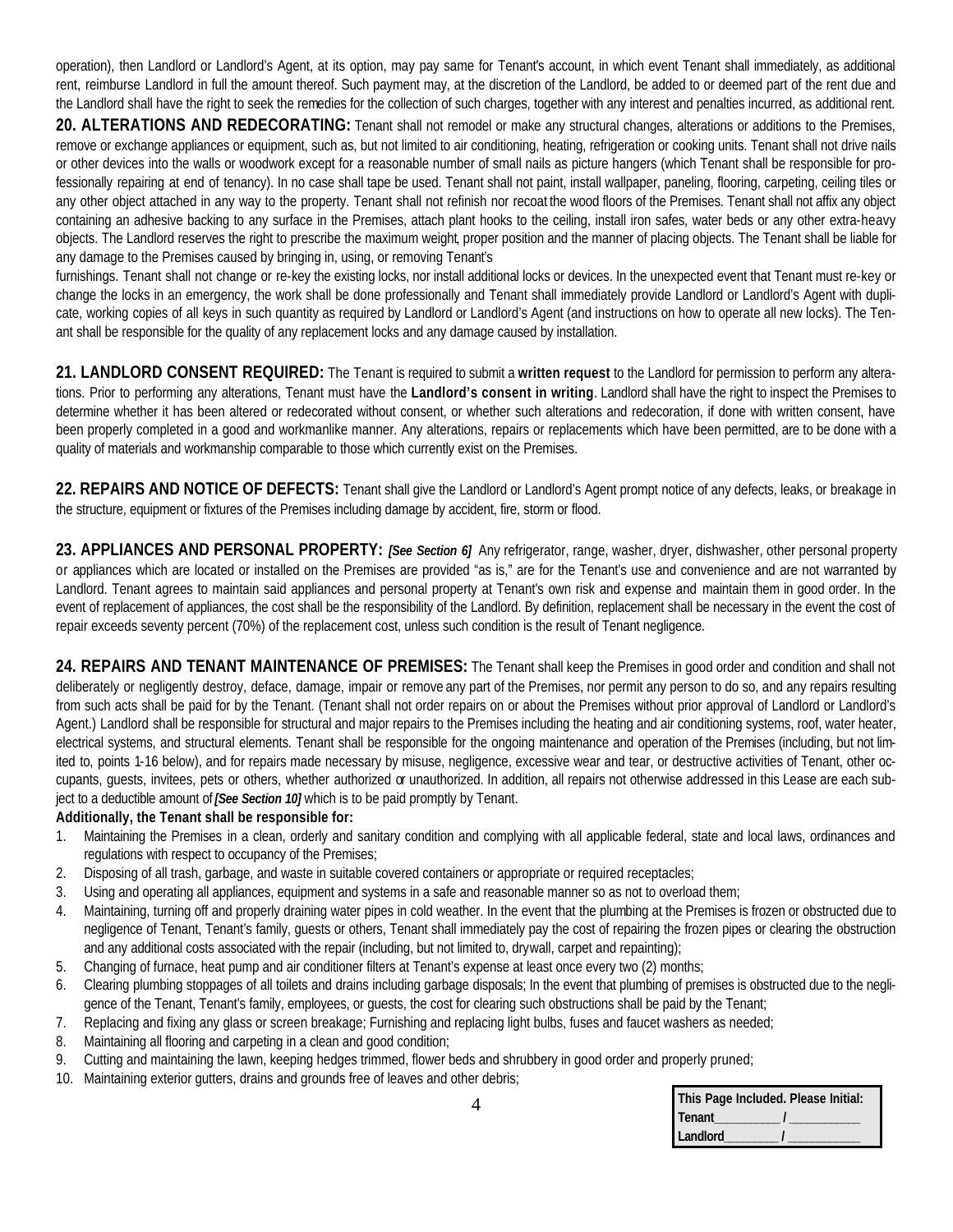operation), then Landlord or Landlord's Agent, at its option, may pay same for Tenant's account, in which event Tenant shall immediately, as additional rent, reimburse Landlord in full the amount thereof. Such payment may, at the discretion of the Landlord, be added to or deemed part of the rent due and the Landlord shall have the right to seek the remedies for the collection of such charges, together with any interest and penalties incurred, as additional rent.

**20. ALTERATIONS AND REDECORATING:** Tenant shall not remodel or make any structural changes, alterations or additions to the Premises, remove or exchange appliances or equipment, such as, but not limited to air conditioning, heating, refrigeration or cooking units. Tenant shall not drive nails or other devices into the walls or woodwork except for a reasonable number of small nails as picture hangers (which Tenant shall be responsible for professionally repairing at end of tenancy). In no case shall tape be used. Tenant shall not paint, install wallpaper, paneling, flooring, carpeting, ceiling tiles or any other object attached in any way to the property. Tenant shall not refinish nor recoat the wood floors of the Premises. Tenant shall not affix any object containing an adhesive backing to any surface in the Premises, attach plant hooks to the ceiling, install iron safes, water beds or any other extra-heavy objects. The Landlord reserves the right to prescribe the maximum weight, proper position and the manner of placing objects. The Tenant shall be liable for any damage to the Premises caused by bringing in, using, or removing Tenant's furnishings. Tenant shall not change or re-key the existing locks, nor install additional locks or devices. In the unexpected event that Tenant must re-key or change the locks in an emergency, the work shall be done professionally and Tenant shall immediately provide Landlord or Landlord's Agent with duplicate, working copies of all keys in such quantity as required by Landlord or Landlord's Agent (and instructions on how to operate all new locks). The Tenant shall be responsible for the quality of any replacement locks and any damage caused by installation.

**21. LANDLORD CONSENT REQUIRED:** The Tenant is required to submit a **written request** to the Landlord for permission to perform any alterations. Prior to performing any alterations, Tenant must have the **Landlord's consent in writing**. Landlord shall have the right to inspect the Premises to determine whether it has been altered or redecorated without consent, or whether such alterations and redecoration, if done with written consent, have been properly completed in a good and workmanlike manner. Any alterations, repairs or replacements which have been permitted, are to be done with a quality of materials and workmanship comparable to those which currently exist on the Premises.

**22. REPAIRS AND NOTICE OF DEFECTS:** Tenant shall give the Landlord or Landlord's Agent prompt notice of any defects, leaks, or breakage in the structure, equipment or fixtures of the Premises including damage by accident, fire, storm or flood.

**23. APPLIANCES AND PERSONAL PROPERTY:** ***[See Section 6]*** Any refrigerator, range, washer, dryer, dishwasher, other personal property or appliances which are located or installed on the Premises are provided "as is," are for the Tenant's use and convenience and are not warranted by Landlord. Tenant agrees to maintain said appliances and personal property at Tenant's own risk and expense and maintain them in good order. In the event of replacement of appliances, the cost shall be the responsibility of the Landlord. By definition, replacement shall be necessary in the event the cost of repair exceeds seventy percent (70%) of the replacement cost, unless such condition is the result of Tenant negligence.

**24. REPAIRS AND TENANT MAINTENANCE OF PREMISES:** The Tenant shall keep the Premises in good order and condition and shall not deliberately or negligently destroy, deface, damage, impair or remove any part of the Premises, nor permit any person to do so, and any repairs resulting from such acts shall be paid for by the Tenant. (Tenant shall not order repairs on or about the Premises without prior approval of Landlord or Landlord's Agent.) Landlord shall be responsible for structural and major repairs to the Premises including the heating and air conditioning systems, roof, water heater, electrical systems, and structural elements. Tenant shall be responsible for the ongoing maintenance and operation of the Premises (including, but not limited to, points 1-16 below), and for repairs made necessary by misuse, negligence, excessive wear and tear, or destructive activities of Tenant, other occupants, guests, invitees, pets or others, whether authorized or unauthorized. In addition, all repairs not otherwise addressed in this Lease are each subject to a deductible amount of ***[See Section 10]*** which is to be paid promptly by Tenant.

**Additionally, the Tenant shall be responsible for:**

1. Maintaining the Premises in a clean, orderly and sanitary condition and complying with all applicable federal, state and local laws, ordinances and regulations with respect to occupancy of the Premises;
2. Disposing of all trash, garbage, and waste in suitable covered containers or appropriate or required receptacles;
3. Using and operating all appliances, equipment and systems in a safe and reasonable manner so as not to overload them;
4. Maintaining, turning off and properly draining water pipes in cold weather. In the event that the plumbing at the Premises is frozen or obstructed due to negligence of Tenant, Tenant's family, guests or others, Tenant shall immediately pay the cost of repairing the frozen pipes or clearing the obstruction and any additional costs associated with the repair (including, but not limited to, drywall, carpet and repainting);
5. Changing of furnace, heat pump and air conditioner filters at Tenant's expense at least once every two (2) months;
6. Clearing plumbing stoppages of all toilets and drains including garbage disposals; In the event that plumbing of premises is obstructed due to the negligence of the Tenant, Tenant's family, employees, or guests, the cost for clearing such obstructions shall be paid by the Tenant;
7. Replacing and fixing any glass or screen breakage; Furnishing and replacing light bulbs, fuses and faucet washers as needed;
8. Maintaining all flooring and carpeting in a clean and good condition;
9. Cutting and maintaining the lawn, keeping hedges trimmed, flower beds and shrubbery in good order and properly pruned;
10. Maintaining exterior gutters, drains and grounds free of leaves and other debris;

| This Page Included. Please Initial: |
|---|
| Tenant__________ / ___________ |
| Landlord_________ / ___________ |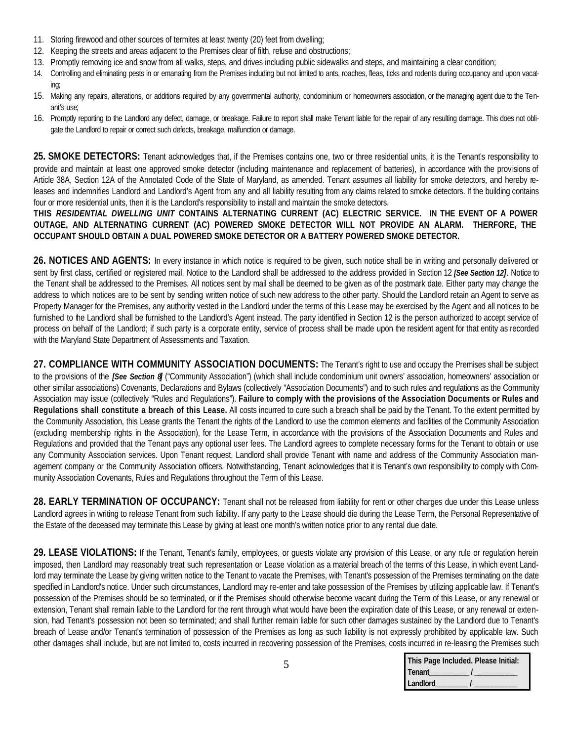11. Storing firewood and other sources of termites at least twenty (20) feet from dwelling;
12. Keeping the streets and areas adjacent to the Premises clear of filth, refuse and obstructions;
13. Promptly removing ice and snow from all walks, steps, and drives including public sidewalks and steps, and maintaining a clear condition;
14. Controlling and eliminating pests in or emanating from the Premises including but not limited to ants, roaches, fleas, ticks and rodents during occupancy and upon vacating;
15. Making any repairs, alterations, or additions required by any governmental authority, condominium or homeowners association, or the managing agent due to the Tenant's use;
16. Promptly reporting to the Landlord any defect, damage, or breakage. Failure to report shall make Tenant liable for the repair of any resulting damage. This does not obligate the Landlord to repair or correct such defects, breakage, malfunction or damage.

**25. SMOKE DETECTORS:** Tenant acknowledges that, if the Premises contains one, two or three residential units, it is the Tenant's responsibility to provide and maintain at least one approved smoke detector (including maintenance and replacement of batteries), in accordance with the provisions of Article 38A, Section 12A of the Annotated Code of the State of Maryland, as amended. Tenant assumes all liability for smoke detectors, and hereby releases and indemnifies Landlord and Landlord's Agent from any and all liability resulting from any claims related to smoke detectors. If the building contains four or more residential units, then it is the Landlord's responsibility to install and maintain the smoke detectors.

**THIS *RESIDENTIAL DWELLING UNIT* CONTAINS ALTERNATING CURRENT (AC) ELECTRIC SERVICE. IN THE EVENT OF A POWER OUTAGE, AND ALTERNATING CURRENT (AC) POWERED SMOKE DETECTOR WILL NOT PROVIDE AN ALARM. THERFORE, THE OCCUPANT SHOULD OBTAIN A DUAL POWERED SMOKE DETECTOR OR A BATTERY POWERED SMOKE DETECTOR.**

**26. NOTICES AND AGENTS:** In every instance in which notice is required to be given, such notice shall be in writing and personally delivered or sent by first class, certified or registered mail. Notice to the Landlord shall be addressed to the address provided in Section 12 ***[See Section 12]***. Notice to the Tenant shall be addressed to the Premises. All notices sent by mail shall be deemed to be given as of the postmark date. Either party may change the address to which notices are to be sent by sending written notice of such new address to the other party. Should the Landlord retain an Agent to serve as Property Manager for the Premises, any authority vested in the Landlord under the terms of this Lease may be exercised by the Agent and all notices to be furnished to the Landlord shall be furnished to the Landlord's Agent instead. The party identified in Section 12 is the person authorized to accept service of process on behalf of the Landlord; if such party is a corporate entity, service of process shall be made upon the resident agent for that entity as recorded with the Maryland State Department of Assessments and Taxation.

**27. COMPLIANCE WITH COMMUNITY ASSOCIATION DOCUMENTS:** The Tenant's right to use and occupy the Premises shall be subject to the provisions of the ***[See Section 8]*** ("Community Association") (which shall include condominium unit owners' association, homeowners' association or other similar associations) Covenants, Declarations and Bylaws (collectively "Association Documents") and to such rules and regulations as the Community Association may issue (collectively "Rules and Regulations"). **Failure to comply with the provisions of the Association Documents or Rules and Regulations shall constitute a breach of this Lease.** All costs incurred to cure such a breach shall be paid by the Tenant. To the extent permitted by the Community Association, this Lease grants the Tenant the rights of the Landlord to use the common elements and facilities of the Community Association (excluding membership rights in the Association), for the Lease Term, in accordance with the provisions of the Association Documents and Rules and Regulations and provided that the Tenant pays any optional user fees. The Landlord agrees to complete necessary forms for the Tenant to obtain or use any Community Association services. Upon Tenant request, Landlord shall provide Tenant with name and address of the Community Association management company or the Community Association officers. Notwithstanding, Tenant acknowledges that it is Tenant's own responsibility to comply with Community Association Covenants, Rules and Regulations throughout the Term of this Lease.

**28. EARLY TERMINATION OF OCCUPANCY:** Tenant shall not be released from liability for rent or other charges due under this Lease unless Landlord agrees in writing to release Tenant from such liability. If any party to the Lease should die during the Lease Term, the Personal Representative of the Estate of the deceased may terminate this Lease by giving at least one month's written notice prior to any rental due date.

**29. LEASE VIOLATIONS:** If the Tenant, Tenant's family, employees, or guests violate any provision of this Lease, or any rule or regulation herein imposed, then Landlord may reasonably treat such representation or Lease violation as a material breach of the terms of this Lease, in which event Landlord may terminate the Lease by giving written notice to the Tenant to vacate the Premises, with Tenant's possession of the Premises terminating on the date specified in Landlord's notice. Under such circumstances, Landlord may re-enter and take possession of the Premises by utilizing applicable law. If Tenant's possession of the Premises should be so terminated, or if the Premises should otherwise become vacant during the Term of this Lease, or any renewal or extension, Tenant shall remain liable to the Landlord for the rent through what would have been the expiration date of this Lease, or any renewal or extension, had Tenant's possession not been so terminated; and shall further remain liable for such other damages sustained by the Landlord due to Tenant's breach of Lease and/or Tenant's termination of possession of the Premises as long as such liability is not expressly prohibited by applicable law. Such other damages shall include, but are not limited to, costs incurred in recovering possession of the Premises, costs incurred in re-leasing the Premises such

| This Page Included. Please Initial: |
|---|
| Tenant__________ / ___________ |
| Landlord________ / ___________ |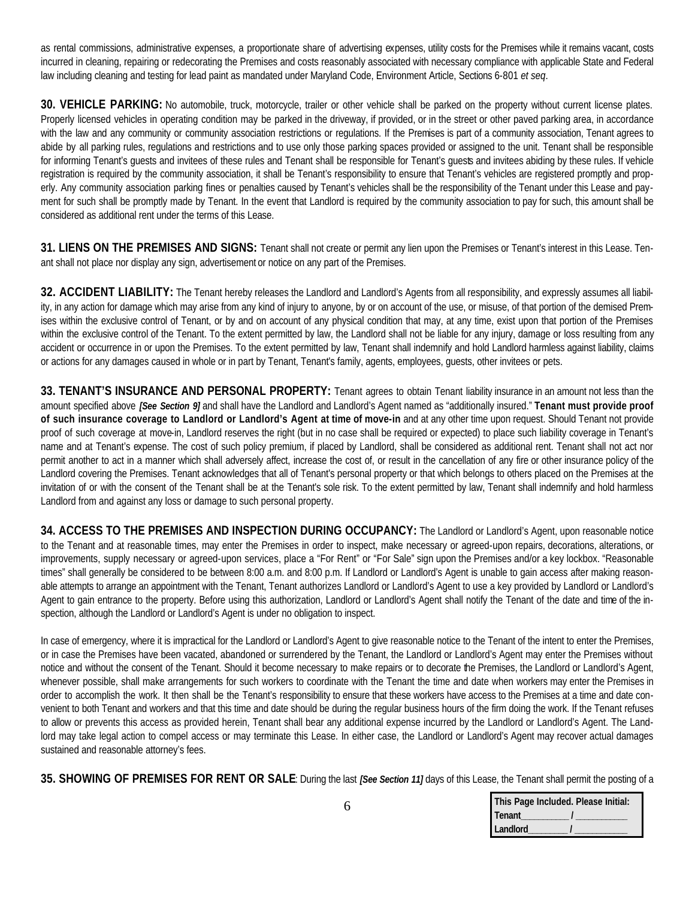as rental commissions, administrative expenses, a proportionate share of advertising expenses, utility costs for the Premises while it remains vacant, costs incurred in cleaning, repairing or redecorating the Premises and costs reasonably associated with necessary compliance with applicable State and Federal law including cleaning and testing for lead paint as mandated under Maryland Code, Environment Article, Sections 6-801 *et seq*.

**30. VEHICLE PARKING:** No automobile, truck, motorcycle, trailer or other vehicle shall be parked on the property without current license plates. Properly licensed vehicles in operating condition may be parked in the driveway, if provided, or in the street or other paved parking area, in accordance with the law and any community or community association restrictions or regulations. If the Premises is part of a community association, Tenant agrees to abide by all parking rules, regulations and restrictions and to use only those parking spaces provided or assigned to the unit. Tenant shall be responsible for informing Tenant's guests and invitees of these rules and Tenant shall be responsible for Tenant's guests and invitees abiding by these rules. If vehicle registration is required by the community association, it shall be Tenant's responsibility to ensure that Tenant's vehicles are registered promptly and properly. Any community association parking fines or penalties caused by Tenant's vehicles shall be the responsibility of the Tenant under this Lease and payment for such shall be promptly made by Tenant. In the event that Landlord is required by the community association to pay for such, this amount shall be considered as additional rent under the terms of this Lease.

**31. LIENS ON THE PREMISES AND SIGNS:** Tenant shall not create or permit any lien upon the Premises or Tenant's interest in this Lease. Tenant shall not place nor display any sign, advertisement or notice on any part of the Premises.

**32. ACCIDENT LIABILITY:** The Tenant hereby releases the Landlord and Landlord's Agents from all responsibility, and expressly assumes all liability, in any action for damage which may arise from any kind of injury to anyone, by or on account of the use, or misuse, of that portion of the demised Premises within the exclusive control of Tenant, or by and on account of any physical condition that may, at any time, exist upon that portion of the Premises within the exclusive control of the Tenant. To the extent permitted by law, the Landlord shall not be liable for any injury, damage or loss resulting from any accident or occurrence in or upon the Premises. To the extent permitted by law, Tenant shall indemnify and hold Landlord harmless against liability, claims or actions for any damages caused in whole or in part by Tenant, Tenant's family, agents, employees, guests, other invitees or pets.

**33. TENANT'S INSURANCE AND PERSONAL PROPERTY:** Tenant agrees to obtain Tenant liability insurance in an amount not less than the amount specified above ***[See Section 9]*** and shall have the Landlord and Landlord's Agent named as "additionally insured." **Tenant must provide proof of such insurance coverage to Landlord or Landlord's Agent at time of move-in** and at any other time upon request. Should Tenant not provide proof of such coverage at move-in, Landlord reserves the right (but in no case shall be required or expected) to place such liability coverage in Tenant's name and at Tenant's expense. The cost of such policy premium, if placed by Landlord, shall be considered as additional rent. Tenant shall not act nor permit another to act in a manner which shall adversely affect, increase the cost of, or result in the cancellation of any fire or other insurance policy of the Landlord covering the Premises. Tenant acknowledges that all of Tenant's personal property or that which belongs to others placed on the Premises at the invitation of or with the consent of the Tenant shall be at the Tenant's sole risk. To the extent permitted by law, Tenant shall indemnify and hold harmless Landlord from and against any loss or damage to such personal property.

**34. ACCESS TO THE PREMISES AND INSPECTION DURING OCCUPANCY:** The Landlord or Landlord's Agent, upon reasonable notice to the Tenant and at reasonable times, may enter the Premises in order to inspect, make necessary or agreed-upon repairs, decorations, alterations, or improvements, supply necessary or agreed-upon services, place a "For Rent" or "For Sale" sign upon the Premises and/or a key lockbox. "Reasonable times" shall generally be considered to be between 8:00 a.m. and 8:00 p.m. If Landlord or Landlord's Agent is unable to gain access after making reasonable attempts to arrange an appointment with the Tenant, Tenant authorizes Landlord or Landlord's Agent to use a key provided by Landlord or Landlord's Agent to gain entrance to the property. Before using this authorization, Landlord or Landlord's Agent shall notify the Tenant of the date and time of the inspection, although the Landlord or Landlord's Agent is under no obligation to inspect.

In case of emergency, where it is impractical for the Landlord or Landlord's Agent to give reasonable notice to the Tenant of the intent to enter the Premises, or in case the Premises have been vacated, abandoned or surrendered by the Tenant, the Landlord or Landlord's Agent may enter the Premises without notice and without the consent of the Tenant. Should it become necessary to make repairs or to decorate the Premises, the Landlord or Landlord's Agent, whenever possible, shall make arrangements for such workers to coordinate with the Tenant the time and date when workers may enter the Premises in order to accomplish the work. It then shall be the Tenant's responsibility to ensure that these workers have access to the Premises at a time and date convenient to both Tenant and workers and that this time and date should be during the regular business hours of the firm doing the work. If the Tenant refuses to allow or prevents this access as provided herein, Tenant shall bear any additional expense incurred by the Landlord or Landlord's Agent. The Landlord may take legal action to compel access or may terminate this Lease. In either case, the Landlord or Landlord's Agent may recover actual damages sustained and reasonable attorney's fees.

**35. SHOWING OF PREMISES FOR RENT OR SALE**: During the last ***[See Section 11]*** days of this Lease, the Tenant shall permit the posting of a

| This Page Included. Please Initial: |
|---|
| Tenant__________ / __________ |
| Landlord________ / __________ |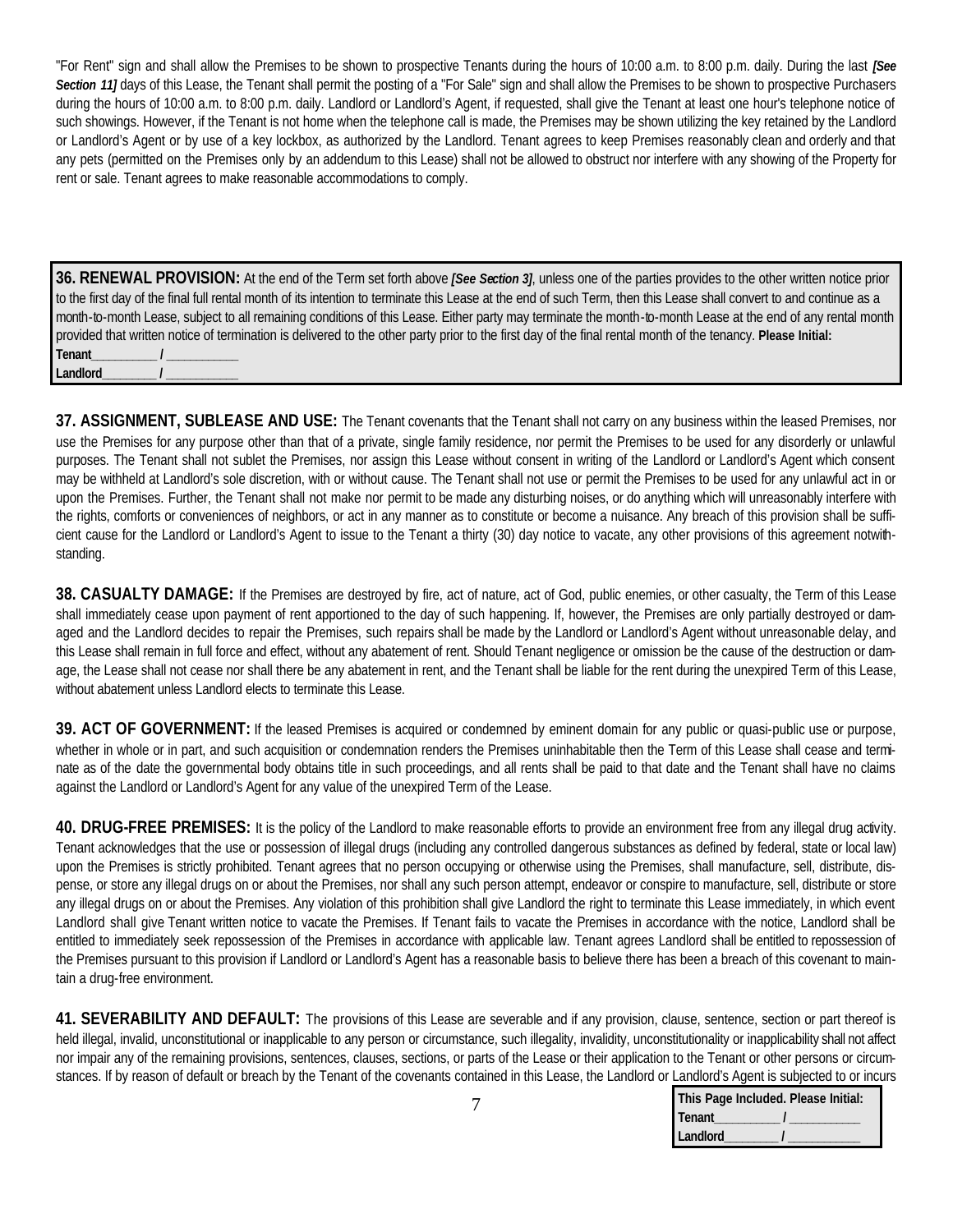"For Rent" sign and shall allow the Premises to be shown to prospective Tenants during the hours of 10:00 a.m. to 8:00 p.m. daily. During the last ***[See Section 11]*** days of this Lease, the Tenant shall permit the posting of a "For Sale" sign and shall allow the Premises to be shown to prospective Purchasers during the hours of 10:00 a.m. to 8:00 p.m. daily. Landlord or Landlord's Agent, if requested, shall give the Tenant at least one hour's telephone notice of such showings. However, if the Tenant is not home when the telephone call is made, the Premises may be shown utilizing the key retained by the Landlord or Landlord's Agent or by use of a key lockbox, as authorized by the Landlord. Tenant agrees to keep Premises reasonably clean and orderly and that any pets (permitted on the Premises only by an addendum to this Lease) shall not be allowed to obstruct nor interfere with any showing of the Property for rent or sale. Tenant agrees to make reasonable accommodations to comply.

**36. RENEWAL PROVISION:** At the end of the Term set forth above ***[See Section 3]***, unless one of the parties provides to the other written notice prior to the first day of the final full rental month of its intention to terminate this Lease at the end of such Term, then this Lease shall convert to and continue as a month-to-month Lease, subject to all remaining conditions of this Lease. Either party may terminate the month-to-month Lease at the end of any rental month provided that written notice of termination is delivered to the other party prior to the first day of the final rental month of the tenancy. **Please Initial:**
**Tenant__________ / ___________**
**Landlord________ / ___________**

**37. ASSIGNMENT, SUBLEASE AND USE:** The Tenant covenants that the Tenant shall not carry on any business within the leased Premises, nor use the Premises for any purpose other than that of a private, single family residence, nor permit the Premises to be used for any disorderly or unlawful purposes. The Tenant shall not sublet the Premises, nor assign this Lease without consent in writing of the Landlord or Landlord's Agent which consent may be withheld at Landlord's sole discretion, with or without cause. The Tenant shall not use or permit the Premises to be used for any unlawful act in or upon the Premises. Further, the Tenant shall not make nor permit to be made any disturbing noises, or do anything which will unreasonably interfere with the rights, comforts or conveniences of neighbors, or act in any manner as to constitute or become a nuisance. Any breach of this provision shall be sufficient cause for the Landlord or Landlord's Agent to issue to the Tenant a thirty (30) day notice to vacate, any other provisions of this agreement notwithstanding.

**38. CASUALTY DAMAGE:** If the Premises are destroyed by fire, act of nature, act of God, public enemies, or other casualty, the Term of this Lease shall immediately cease upon payment of rent apportioned to the day of such happening. If, however, the Premises are only partially destroyed or damaged and the Landlord decides to repair the Premises, such repairs shall be made by the Landlord or Landlord's Agent without unreasonable delay, and this Lease shall remain in full force and effect, without any abatement of rent. Should Tenant negligence or omission be the cause of the destruction or damage, the Lease shall not cease nor shall there be any abatement in rent, and the Tenant shall be liable for the rent during the unexpired Term of this Lease, without abatement unless Landlord elects to terminate this Lease.

**39. ACT OF GOVERNMENT:** If the leased Premises is acquired or condemned by eminent domain for any public or quasi-public use or purpose, whether in whole or in part, and such acquisition or condemnation renders the Premises uninhabitable then the Term of this Lease shall cease and terminate as of the date the governmental body obtains title in such proceedings, and all rents shall be paid to that date and the Tenant shall have no claims against the Landlord or Landlord's Agent for any value of the unexpired Term of the Lease.

**40. DRUG-FREE PREMISES:** It is the policy of the Landlord to make reasonable efforts to provide an environment free from any illegal drug activity. Tenant acknowledges that the use or possession of illegal drugs (including any controlled dangerous substances as defined by federal, state or local law) upon the Premises is strictly prohibited. Tenant agrees that no person occupying or otherwise using the Premises, shall manufacture, sell, distribute, dispense, or store any illegal drugs on or about the Premises, nor shall any such person attempt, endeavor or conspire to manufacture, sell, distribute or store any illegal drugs on or about the Premises. Any violation of this prohibition shall give Landlord the right to terminate this Lease immediately, in which event Landlord shall give Tenant written notice to vacate the Premises. If Tenant fails to vacate the Premises in accordance with the notice, Landlord shall be entitled to immediately seek repossession of the Premises in accordance with applicable law. Tenant agrees Landlord shall be entitled to repossession of the Premises pursuant to this provision if Landlord or Landlord's Agent has a reasonable basis to believe there has been a breach of this covenant to maintain a drug-free environment.

**41. SEVERABILITY AND DEFAULT:** The provisions of this Lease are severable and if any provision, clause, sentence, section or part thereof is held illegal, invalid, unconstitutional or inapplicable to any person or circumstance, such illegality, invalidity, unconstitutionality or inapplicability shall not affect nor impair any of the remaining provisions, sentences, clauses, sections, or parts of the Lease or their application to the Tenant or other persons or circumstances. If by reason of default or breach by the Tenant of the covenants contained in this Lease, the Landlord or Landlord's Agent is subjected to or incurs

**This Page Included. Please Initial:**
**Tenant__________ / ___________**
**Landlord________ / ___________**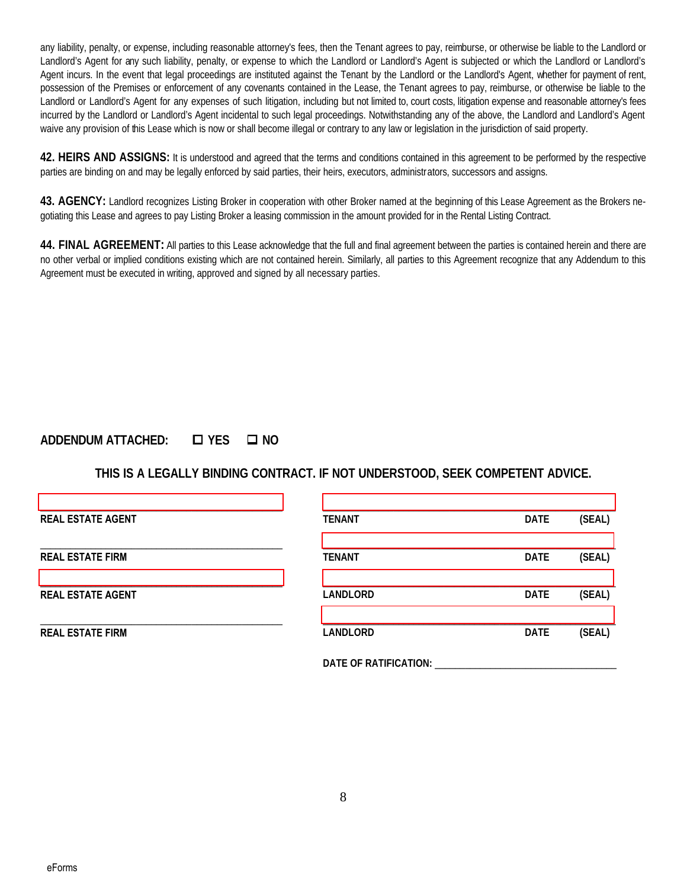any liability, penalty, or expense, including reasonable attorney's fees, then the Tenant agrees to pay, reimburse, or otherwise be liable to the Landlord or Landlord's Agent for any such liability, penalty, or expense to which the Landlord or Landlord's Agent is subjected or which the Landlord or Landlord's Agent incurs. In the event that legal proceedings are instituted against the Tenant by the Landlord or the Landlord's Agent, whether for payment of rent, possession of the Premises or enforcement of any covenants contained in the Lease, the Tenant agrees to pay, reimburse, or otherwise be liable to the Landlord or Landlord's Agent for any expenses of such litigation, including but not limited to, court costs, litigation expense and reasonable attorney's fees incurred by the Landlord or Landlord's Agent incidental to such legal proceedings. Notwithstanding any of the above, the Landlord and Landlord's Agent waive any provision of this Lease which is now or shall become illegal or contrary to any law or legislation in the jurisdiction of said property.

**42. HEIRS AND ASSIGNS:** It is understood and agreed that the terms and conditions contained in this agreement to be performed by the respective parties are binding on and may be legally enforced by said parties, their heirs, executors, administrators, successors and assigns.

**43. AGENCY:** Landlord recognizes Listing Broker in cooperation with other Broker named at the beginning of this Lease Agreement as the Brokers negotiating this Lease and agrees to pay Listing Broker a leasing commission in the amount provided for in the Rental Listing Contract.

**44. FINAL AGREEMENT:** All parties to this Lease acknowledge that the full and final agreement between the parties is contained herein and there are no other verbal or implied conditions existing which are not contained herein. Similarly, all parties to this Agreement recognize that any Addendum to this Agreement must be executed in writing, approved and signed by all necessary parties.

**ADDENDUM ATTACHED:** ☐ **YES** ☐ **NO**

**THIS IS A LEGALLY BINDING CONTRACT. IF NOT UNDERSTOOD, SEEK COMPETENT ADVICE.**

| | |
|---|---|
| ______________________________ **REAL ESTATE AGENT** | ______________________________ **TENANT** **DATE** **(SEAL)** |
| ______________________________ **REAL ESTATE FIRM** | ______________________________ **TENANT** **DATE** **(SEAL)** |
| ______________________________ **REAL ESTATE AGENT** | ______________________________ **LANDLORD** **DATE** **(SEAL)** |
| ______________________________ **REAL ESTATE FIRM** | ______________________________ **LANDLORD** **DATE** **(SEAL)** |

**DATE OF RATIFICATION:** ______________________________

eForms